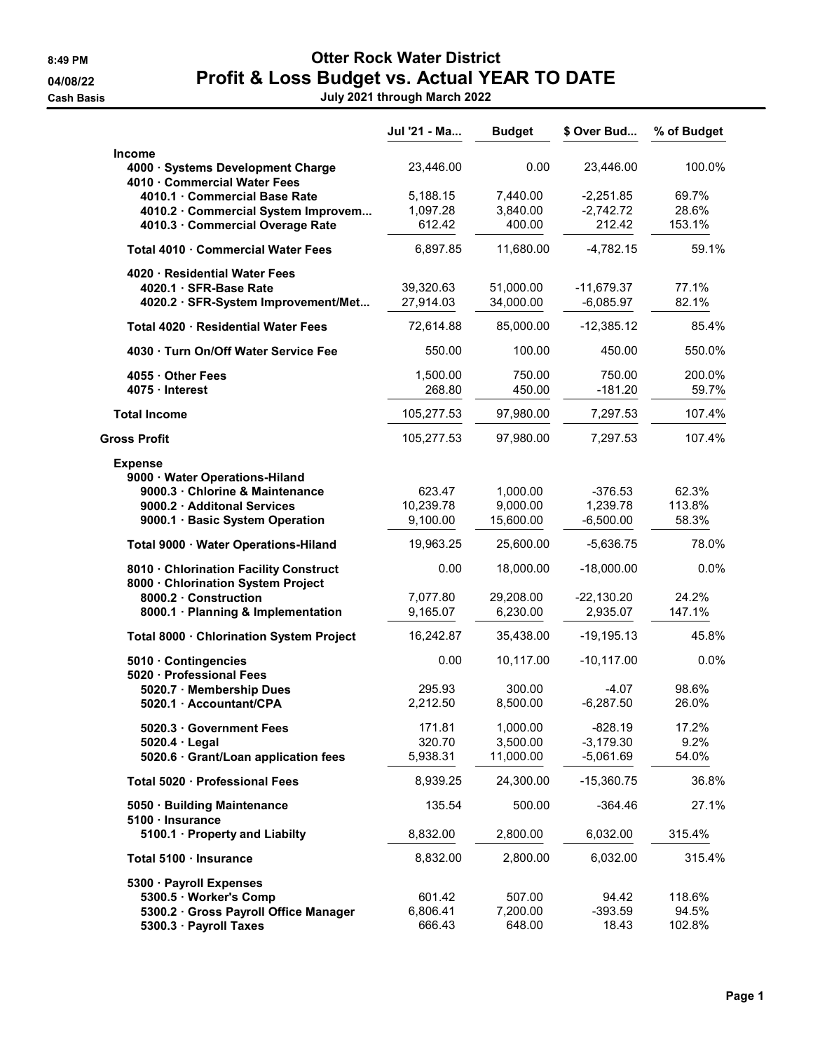8:49 PM

04/08/22

Cash Basis

# Otter Rock Water District

## Profit & Loss Budget vs. Actual YEAR TO DATE

July 2021 through March 2022

| | Jul '21 - Ma... | Budget | $ Over Bud... | % of Budget |
|---|---|---|---|---|
| **Income** | | | | |
| **4000 · Systems Development Charge** | 23,446.00 | 0.00 | 23,446.00 | 100.0% |
| **4010 · Commercial Water Fees** | | | | |
| **4010.1 · Commercial Base Rate** | 5,188.15 | 7,440.00 | -2,251.85 | 69.7% |
| **4010.2 · Commercial System Improvem...** | 1,097.28 | 3,840.00 | -2,742.72 | 28.6% |
| **4010.3 · Commercial Overage Rate** | 612.42 | 400.00 | 212.42 | 153.1% |
| **Total 4010 · Commercial Water Fees** | 6,897.85 | 11,680.00 | -4,782.15 | 59.1% |
| **4020 · Residential Water Fees** | | | | |
| **4020.1 · SFR-Base Rate** | 39,320.63 | 51,000.00 | -11,679.37 | 77.1% |
| **4020.2 · SFR-System Improvement/Met...** | 27,914.03 | 34,000.00 | -6,085.97 | 82.1% |
| **Total 4020 · Residential Water Fees** | 72,614.88 | 85,000.00 | -12,385.12 | 85.4% |
| **4030 · Turn On/Off Water Service Fee** | 550.00 | 100.00 | 450.00 | 550.0% |
| **4055 · Other Fees** | 1,500.00 | 750.00 | 750.00 | 200.0% |
| **4075 · Interest** | 268.80 | 450.00 | -181.20 | 59.7% |
| **Total Income** | 105,277.53 | 97,980.00 | 7,297.53 | 107.4% |
| **Gross Profit** | 105,277.53 | 97,980.00 | 7,297.53 | 107.4% |
| **Expense** | | | | |
| **9000 · Water Operations-Hiland** | | | | |
| **9000.3 · Chlorine & Maintenance** | 623.47 | 1,000.00 | -376.53 | 62.3% |
| **9000.2 · Additonal Services** | 10,239.78 | 9,000.00 | 1,239.78 | 113.8% |
| **9000.1 · Basic System Operation** | 9,100.00 | 15,600.00 | -6,500.00 | 58.3% |
| **Total 9000 · Water Operations-Hiland** | 19,963.25 | 25,600.00 | -5,636.75 | 78.0% |
| **8010 · Chlorination Facility Construct** | 0.00 | 18,000.00 | -18,000.00 | 0.0% |
| **8000 · Chlorination System Project** | | | | |
| **8000.2 · Construction** | 7,077.80 | 29,208.00 | -22,130.20 | 24.2% |
| **8000.1 · Planning & Implementation** | 9,165.07 | 6,230.00 | 2,935.07 | 147.1% |
| **Total 8000 · Chlorination System Project** | 16,242.87 | 35,438.00 | -19,195.13 | 45.8% |
| **5010 · Contingencies** | 0.00 | 10,117.00 | -10,117.00 | 0.0% |
| **5020 · Professional Fees** | | | | |
| **5020.7 · Membership Dues** | 295.93 | 300.00 | -4.07 | 98.6% |
| **5020.1 · Accountant/CPA** | 2,212.50 | 8,500.00 | -6,287.50 | 26.0% |
| **5020.3 · Government Fees** | 171.81 | 1,000.00 | -828.19 | 17.2% |
| **5020.4 · Legal** | 320.70 | 3,500.00 | -3,179.30 | 9.2% |
| **5020.6 · Grant/Loan application fees** | 5,938.31 | 11,000.00 | -5,061.69 | 54.0% |
| **Total 5020 · Professional Fees** | 8,939.25 | 24,300.00 | -15,360.75 | 36.8% |
| **5050 · Building Maintenance** | 135.54 | 500.00 | -364.46 | 27.1% |
| **5100 · Insurance** | | | | |
| **5100.1 · Property and Liabilty** | 8,832.00 | 2,800.00 | 6,032.00 | 315.4% |
| **Total 5100 · Insurance** | 8,832.00 | 2,800.00 | 6,032.00 | 315.4% |
| **5300 · Payroll Expenses** | | | | |
| **5300.5 · Worker's Comp** | 601.42 | 507.00 | 94.42 | 118.6% |
| **5300.2 · Gross Payroll Office Manager** | 6,806.41 | 7,200.00 | -393.59 | 94.5% |
| **5300.3 · Payroll Taxes** | 666.43 | 648.00 | 18.43 | 102.8% |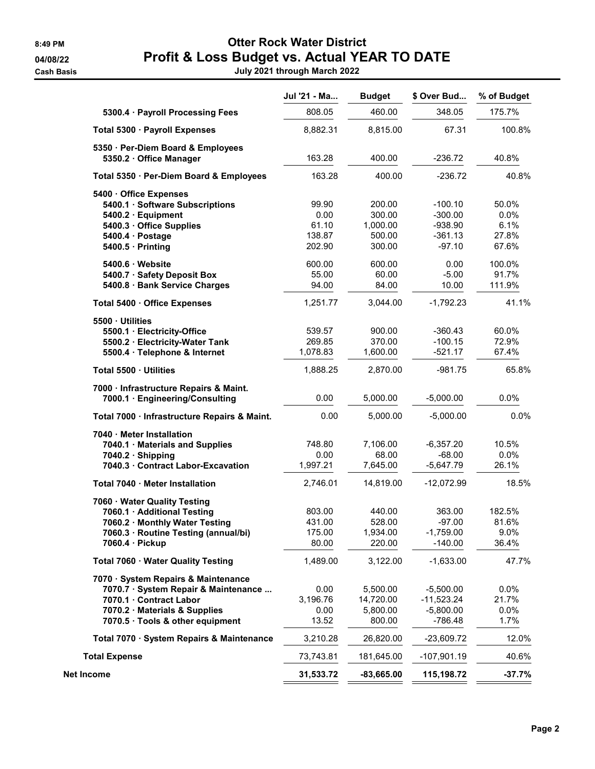**8:49 PM**
**04/08/22**
**Cash Basis**

# Otter Rock Water District

## Profit & Loss Budget vs. Actual YEAR TO DATE

**July 2021 through March 2022**

| | Jul '21 - Ma... | Budget | $ Over Bud... | % of Budget |
|---|---|---|---|---|
| 5300.4 · Payroll Processing Fees | 808.05 | 460.00 | 348.05 | 175.7% |
| **Total 5300 · Payroll Expenses** | 8,882.31 | 8,815.00 | 67.31 | 100.8% |
| 5350 · Per-Diem Board & Employees | | | | |
| 5350.2 · Office Manager | 163.28 | 400.00 | -236.72 | 40.8% |
| **Total 5350 · Per-Diem Board & Employees** | 163.28 | 400.00 | -236.72 | 40.8% |
| 5400 · Office Expenses | | | | |
| 5400.1 · Software Subscriptions | 99.90 | 200.00 | -100.10 | 50.0% |
| 5400.2 · Equipment | 0.00 | 300.00 | -300.00 | 0.0% |
| 5400.3 · Office Supplies | 61.10 | 1,000.00 | -938.90 | 6.1% |
| 5400.4 · Postage | 138.87 | 500.00 | -361.13 | 27.8% |
| 5400.5 · Printing | 202.90 | 300.00 | -97.10 | 67.6% |
| 5400.6 · Website | 600.00 | 600.00 | 0.00 | 100.0% |
| 5400.7 · Safety Deposit Box | 55.00 | 60.00 | -5.00 | 91.7% |
| 5400.8 · Bank Service Charges | 94.00 | 84.00 | 10.00 | 111.9% |
| **Total 5400 · Office Expenses** | 1,251.77 | 3,044.00 | -1,792.23 | 41.1% |
| 5500 · Utilities | | | | |
| 5500.1 · Electricity-Office | 539.57 | 900.00 | -360.43 | 60.0% |
| 5500.2 · Electricity-Water Tank | 269.85 | 370.00 | -100.15 | 72.9% |
| 5500.4 · Telephone & Internet | 1,078.83 | 1,600.00 | -521.17 | 67.4% |
| **Total 5500 · Utilities** | 1,888.25 | 2,870.00 | -981.75 | 65.8% |
| 7000 · Infrastructure Repairs & Maint. | | | | |
| 7000.1 · Engineering/Consulting | 0.00 | 5,000.00 | -5,000.00 | 0.0% |
| **Total 7000 · Infrastructure Repairs & Maint.** | 0.00 | 5,000.00 | -5,000.00 | 0.0% |
| 7040 · Meter Installation | | | | |
| 7040.1 · Materials and Supplies | 748.80 | 7,106.00 | -6,357.20 | 10.5% |
| 7040.2 · Shipping | 0.00 | 68.00 | -68.00 | 0.0% |
| 7040.3 · Contract Labor-Excavation | 1,997.21 | 7,645.00 | -5,647.79 | 26.1% |
| **Total 7040 · Meter Installation** | 2,746.01 | 14,819.00 | -12,072.99 | 18.5% |
| 7060 · Water Quality Testing | | | | |
| 7060.1 · Additional Testing | 803.00 | 440.00 | 363.00 | 182.5% |
| 7060.2 · Monthly Water Testing | 431.00 | 528.00 | -97.00 | 81.6% |
| 7060.3 · Routine Testing (annual/bi) | 175.00 | 1,934.00 | -1,759.00 | 9.0% |
| 7060.4 · Pickup | 80.00 | 220.00 | -140.00 | 36.4% |
| **Total 7060 · Water Quality Testing** | 1,489.00 | 3,122.00 | -1,633.00 | 47.7% |
| 7070 · System Repairs & Maintenance | | | | |
| 7070.7 · System Repair & Maintenance ... | 0.00 | 5,500.00 | -5,500.00 | 0.0% |
| 7070.1 · Contract Labor | 3,196.76 | 14,720.00 | -11,523.24 | 21.7% |
| 7070.2 · Materials & Supplies | 0.00 | 5,800.00 | -5,800.00 | 0.0% |
| 7070.5 · Tools & other equipment | 13.52 | 800.00 | -786.48 | 1.7% |
| **Total 7070 · System Repairs & Maintenance** | 3,210.28 | 26,820.00 | -23,609.72 | 12.0% |
| **Total Expense** | 73,743.81 | 181,645.00 | -107,901.19 | 40.6% |
| **Net Income** | **31,533.72** | **-83,665.00** | **115,198.72** | **-37.7%** |